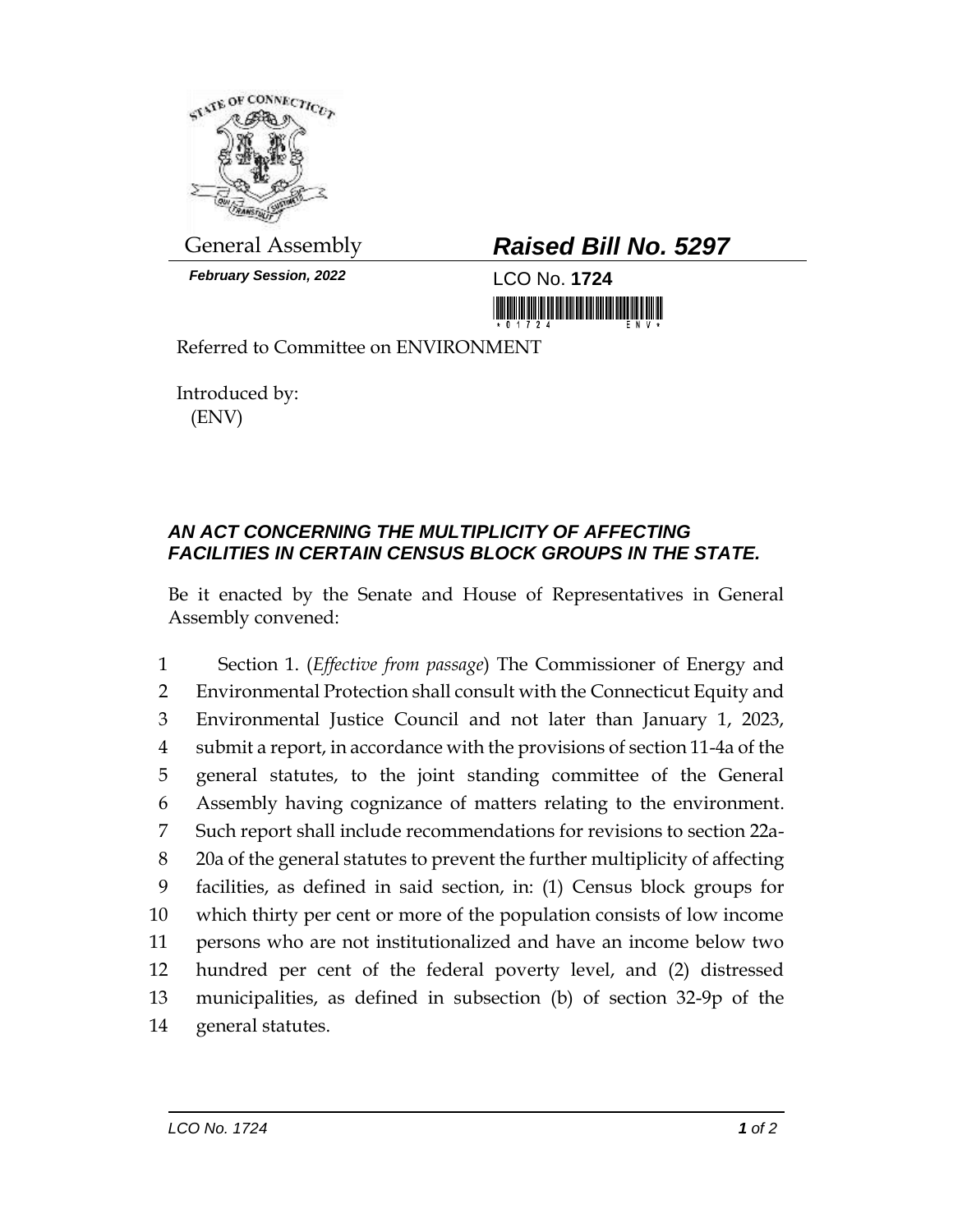General Assembly

***February Session, 2022***

# ***Raised Bill No. 5297***

LCO No. **1724**

Referred to Committee on ENVIRONMENT

Introduced by:
(ENV)

## ***AN ACT CONCERNING THE MULTIPLICITY OF AFFECTING FACILITIES IN CERTAIN CENSUS BLOCK GROUPS IN THE STATE.***

Be it enacted by the Senate and House of Representatives in General Assembly convened:

1 Section 1. (*Effective from passage*) The Commissioner of Energy and
2 Environmental Protection shall consult with the Connecticut Equity and
3 Environmental Justice Council and not later than January 1, 2023,
4 submit a report, in accordance with the provisions of section 11-4a of the
5 general statutes, to the joint standing committee of the General
6 Assembly having cognizance of matters relating to the environment.
7 Such report shall include recommendations for revisions to section 22a-
8 20a of the general statutes to prevent the further multiplicity of affecting
9 facilities, as defined in said section, in: (1) Census block groups for
10 which thirty per cent or more of the population consists of low income
11 persons who are not institutionalized and have an income below two
12 hundred per cent of the federal poverty level, and (2) distressed
13 municipalities, as defined in subsection (b) of section 32-9p of the
14 general statutes.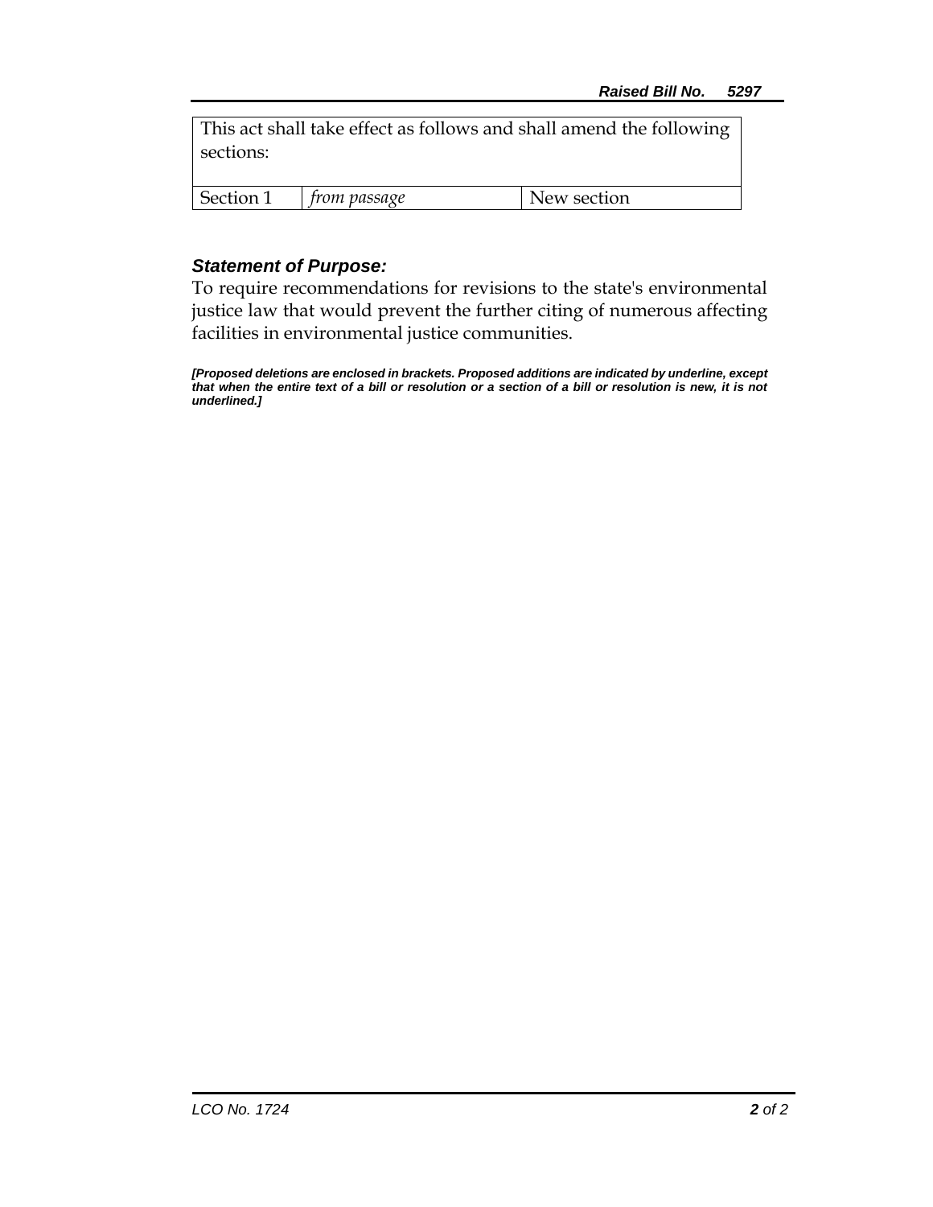| This act shall take effect as follows and shall amend the following sections: | | |
|---|---|---|
| Section 1 | *from passage* | New section |

### *Statement of Purpose:*

To require recommendations for revisions to the state's environmental justice law that would prevent the further citing of numerous affecting facilities in environmental justice communities.

***[Proposed deletions are enclosed in brackets. Proposed additions are indicated by underline, except that when the entire text of a bill or resolution or a section of a bill or resolution is new, it is not underlined.]***